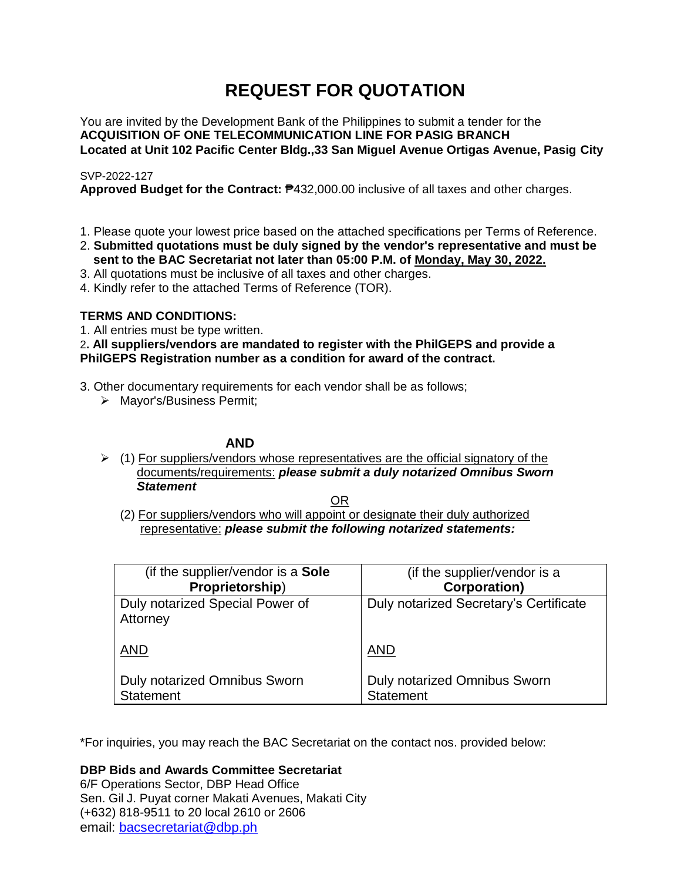# REQUEST FOR QUOTATION

You are invited by the Development Bank of the Philippines to submit a tender for the
**ACQUISITION OF ONE TELECOMMUNICATION LINE FOR PASIG BRANCH**
**Located at Unit 102 Pacific Center Bldg.,33 San Miguel Avenue Ortigas Avenue, Pasig City**

SVP-2022-127
**Approved Budget for the Contract:** ₱432,000.00 inclusive of all taxes and other charges.

1. Please quote your lowest price based on the attached specifications per Terms of Reference.
2. **Submitted quotations must be duly signed by the vendor's representative and must be sent to the BAC Secretariat not later than 05:00 P.M. of Monday, May 30, 2022.**
3. All quotations must be inclusive of all taxes and other charges.
4. Kindly refer to the attached Terms of Reference (TOR).

**TERMS AND CONDITIONS:**

1. All entries must be type written.
2. **All suppliers/vendors are mandated to register with the PhilGEPS and provide a PhilGEPS Registration number as a condition for award of the contract.**
3. Other documentary requirements for each vendor shall be as follows;
   - Mayor's/Business Permit;

**AND**

- (1) For suppliers/vendors whose representatives are the official signatory of the documents/requirements: ***please submit a duly notarized Omnibus Sworn Statement***

  OR

  (2) For suppliers/vendors who will appoint or designate their duly authorized representative: ***please submit the following notarized statements:***

| (if the supplier/vendor is a **Sole Proprietorship**) | (if the supplier/vendor is a **Corporation)** |
|---|---|
| Duly notarized Special Power of Attorney<br><br>AND<br><br>Duly notarized Omnibus Sworn Statement | Duly notarized Secretary's Certificate<br><br>AND<br><br>Duly notarized Omnibus Sworn Statement |

*For inquiries, you may reach the BAC Secretariat on the contact nos. provided below:

**DBP Bids and Awards Committee Secretariat**
6/F Operations Sector, DBP Head Office
Sen. Gil J. Puyat corner Makati Avenues, Makati City
(+632) 818-9511 to 20 local 2610 or 2606
email: bacsecretariat@dbp.ph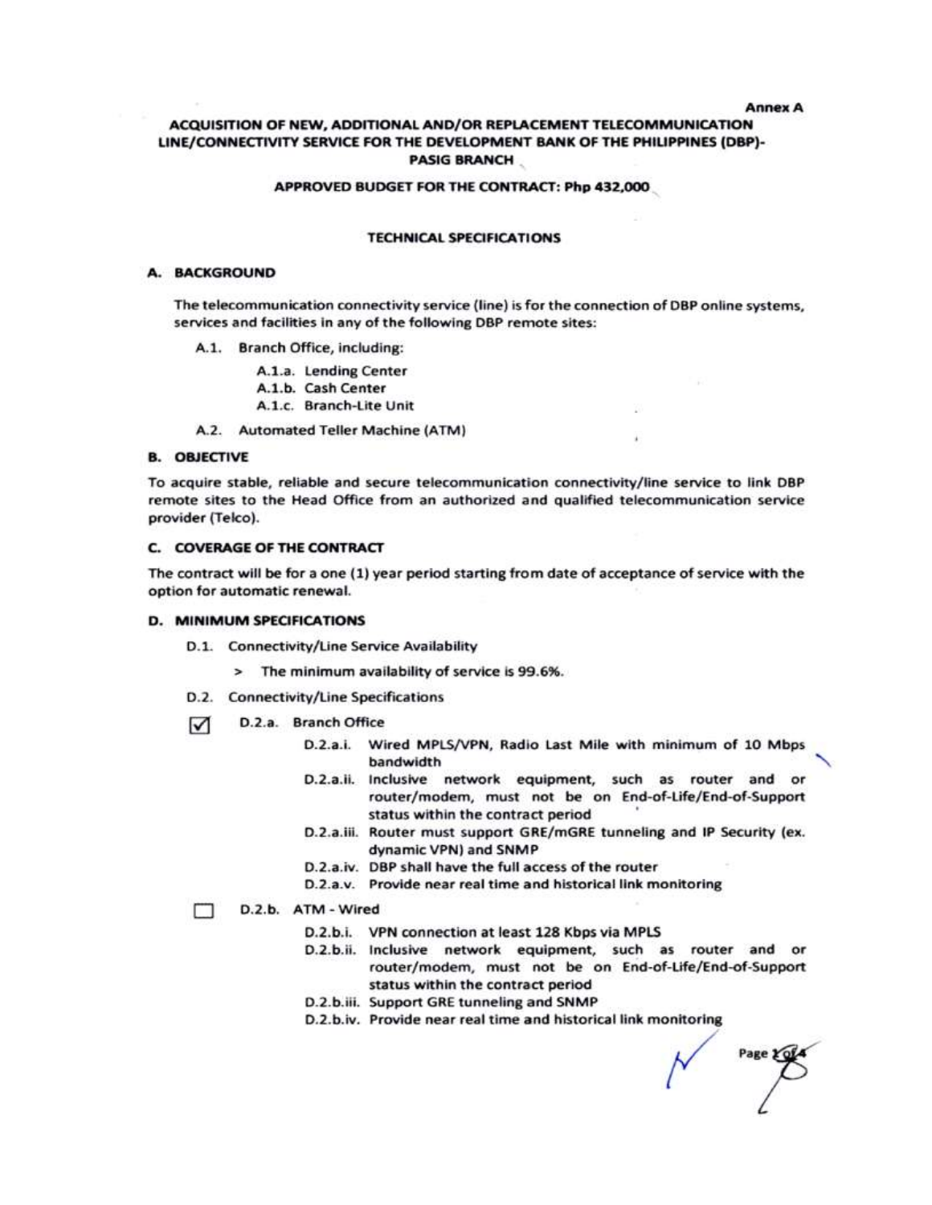Annex A

**ACQUISITION OF NEW, ADDITIONAL AND/OR REPLACEMENT TELECOMMUNICATION LINE/CONNECTIVITY SERVICE FOR THE DEVELOPMENT BANK OF THE PHILIPPINES (DBP)-PASIG BRANCH**

**APPROVED BUDGET FOR THE CONTRACT: Php 432,000**

**TECHNICAL SPECIFICATIONS**

## A. BACKGROUND

The telecommunication connectivity service (line) is for the connection of DBP online systems, services and facilities in any of the following DBP remote sites:

- A.1. Branch Office, including:
  - A.1.a. Lending Center
  - A.1.b. Cash Center
  - A.1.c. Branch-Lite Unit
- A.2. Automated Teller Machine (ATM)

## B. OBJECTIVE

To acquire stable, reliable and secure telecommunication connectivity/line service to link DBP remote sites to the Head Office from an authorized and qualified telecommunication service provider (Telco).

## C. COVERAGE OF THE CONTRACT

The contract will be for a one (1) year period starting from date of acceptance of service with the option for automatic renewal.

## D. MINIMUM SPECIFICATIONS

- D.1. Connectivity/Line Service Availability
  - > The minimum availability of service is 99.6%.
- D.2. Connectivity/Line Specifications

☑ D.2.a. Branch Office

- D.2.a.i. Wired MPLS/VPN, Radio Last Mile with minimum of 10 Mbps bandwidth
- D.2.a.ii. Inclusive network equipment, such as router and or router/modem, must not be on End-of-Life/End-of-Support status within the contract period
- D.2.a.iii. Router must support GRE/mGRE tunneling and IP Security (ex. dynamic VPN) and SNMP
- D.2.a.iv. DBP shall have the full access of the router
- D.2.a.v. Provide near real time and historical link monitoring

☐ D.2.b. ATM - Wired

- D.2.b.i. VPN connection at least 128 Kbps via MPLS
- D.2.b.ii. Inclusive network equipment, such as router and or router/modem, must not be on End-of-Life/End-of-Support status within the contract period
- D.2.b.iii. Support GRE tunneling and SNMP
- D.2.b.iv. Provide near real time and historical link monitoring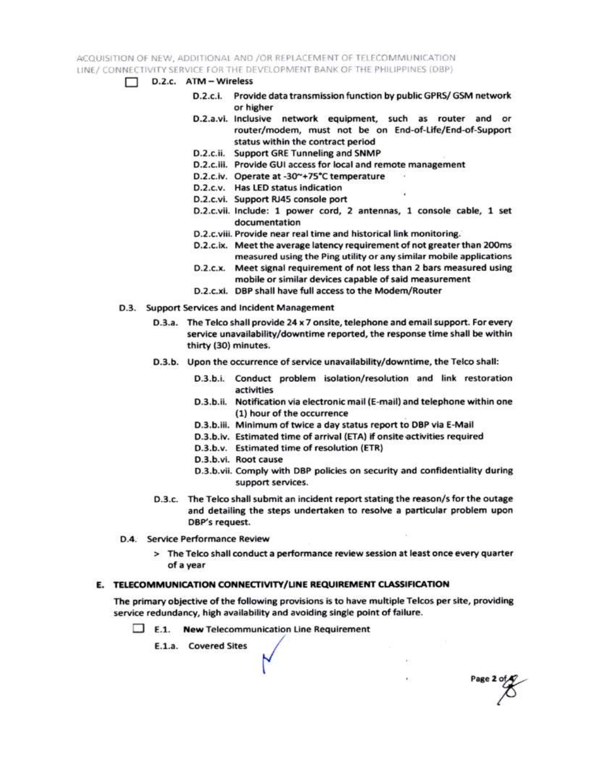- [ ] D.2.c. ATM – Wireless
  - D.2.c.i. Provide data transmission function by public GPRS/ GSM network or higher
  - D.2.a.vi. Inclusive network equipment, such as router and or router/modem, must not be on End-of-Life/End-of-Support status within the contract period
  - D.2.c.ii. Support GRE Tunneling and SNMP
  - D.2.c.iii. Provide GUI access for local and remote management
  - D.2.c.iv. Operate at -30~+75°C temperature
  - D.2.c.v. Has LED status indication
  - D.2.c.vi. Support RJ45 console port
  - D.2.c.vii. Include: 1 power cord, 2 antennas, 1 console cable, 1 set documentation
  - D.2.c.viii. Provide near real time and historical link monitoring.
  - D.2.c.ix. Meet the average latency requirement of not greater than 200ms measured using the Ping utility or any similar mobile applications
  - D.2.c.x. Meet signal requirement of not less than 2 bars measured using mobile or similar devices capable of said measurement
  - D.2.c.xi. DBP shall have full access to the Modem/Router

D.3. Support Services and Incident Management

- D.3.a. The Telco shall provide 24 x 7 onsite, telephone and email support. For every service unavailability/downtime reported, the response time shall be within thirty (30) minutes.
- D.3.b. Upon the occurrence of service unavailability/downtime, the Telco shall:
  - D.3.b.i. Conduct problem isolation/resolution and link restoration activities
  - D.3.b.ii. Notification via electronic mail (E-mail) and telephone within one (1) hour of the occurrence
  - D.3.b.iii. Minimum of twice a day status report to DBP via E-Mail
  - D.3.b.iv. Estimated time of arrival (ETA) if onsite activities required
  - D.3.b.v. Estimated time of resolution (ETR)
  - D.3.b.vi. Root cause
  - D.3.b.vii. Comply with DBP policies on security and confidentiality during support services.
- D.3.c. The Telco shall submit an incident report stating the reason/s for the outage and detailing the steps undertaken to resolve a particular problem upon DBP's request.

D.4. Service Performance Review

> The Telco shall conduct a performance review session at least once every quarter of a year

## E. TELECOMMUNICATION CONNECTIVITY/LINE REQUIREMENT CLASSIFICATION

The primary objective of the following provisions is to have multiple Telcos per site, providing service redundancy, high availability and avoiding single point of failure.

- [ ] E.1. **New** Telecommunication Line Requirement
  - E.1.a. Covered Sites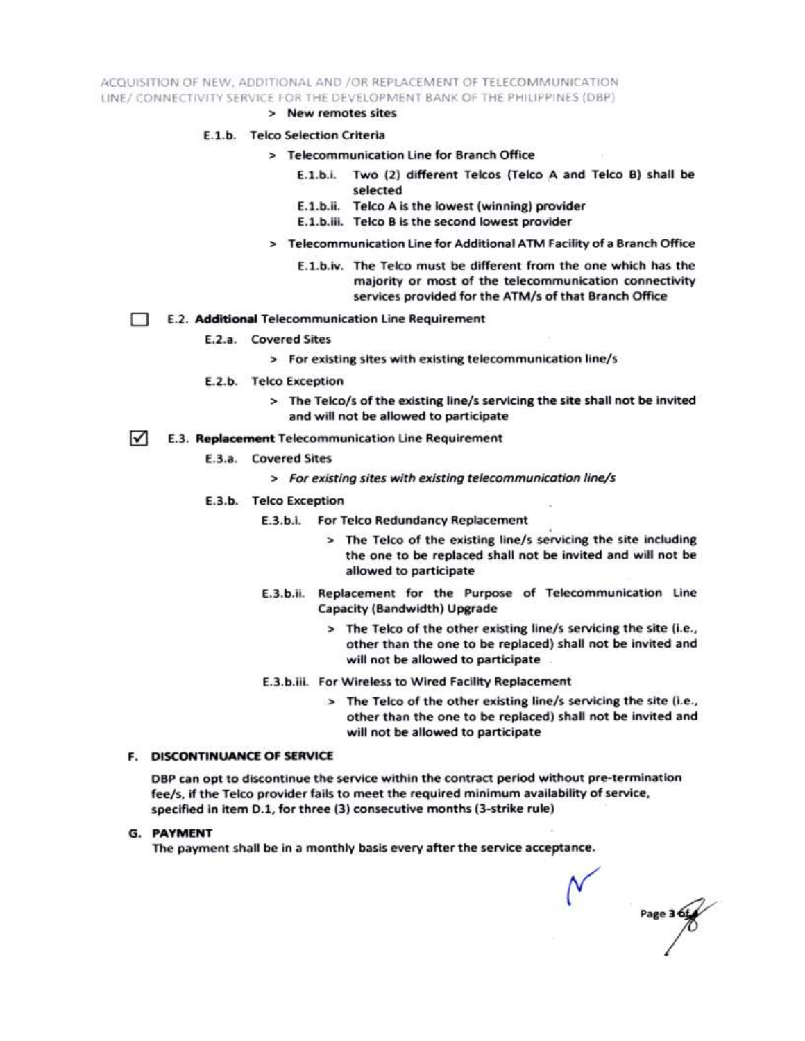> New remotes sites

E.1.b. Telco Selection Criteria

> Telecommunication Line for Branch Office

E.1.b.i. Two (2) different Telcos (Telco A and Telco B) shall be selected

E.1.b.ii. Telco A is the lowest (winning) provider

E.1.b.iii. Telco B is the second lowest provider

> Telecommunication Line for Additional ATM Facility of a Branch Office

E.1.b.iv. The Telco must be different from the one which has the majority or most of the telecommunication connectivity services provided for the ATM/s of that Branch Office

☐ E.2. **Additional** Telecommunication Line Requirement

E.2.a. Covered Sites

> For existing sites with existing telecommunication line/s

E.2.b. Telco Exception

> The Telco/s of the existing line/s servicing the site shall not be invited and will not be allowed to participate

☑ E.3. **Replacement** Telecommunication Line Requirement

E.3.a. Covered Sites

> *For existing sites with existing telecommunication line/s*

E.3.b. Telco Exception

E.3.b.i. For Telco Redundancy Replacement

> The Telco of the existing line/s servicing the site including the one to be replaced shall not be invited and will not be allowed to participate

E.3.b.ii. Replacement for the Purpose of Telecommunication Line Capacity (Bandwidth) Upgrade

> The Telco of the other existing line/s servicing the site (i.e., other than the one to be replaced) shall not be invited and will not be allowed to participate

E.3.b.iii. For Wireless to Wired Facility Replacement

> The Telco of the other existing line/s servicing the site (i.e., other than the one to be replaced) shall not be invited and will not be allowed to participate

## F. DISCONTINUANCE OF SERVICE

DBP can opt to discontinue the service within the contract period without pre-termination fee/s, if the Telco provider fails to meet the required minimum availability of service, specified in item D.1, for three (3) consecutive months (3-strike rule)

## G. PAYMENT

The payment shall be in a monthly basis every after the service acceptance.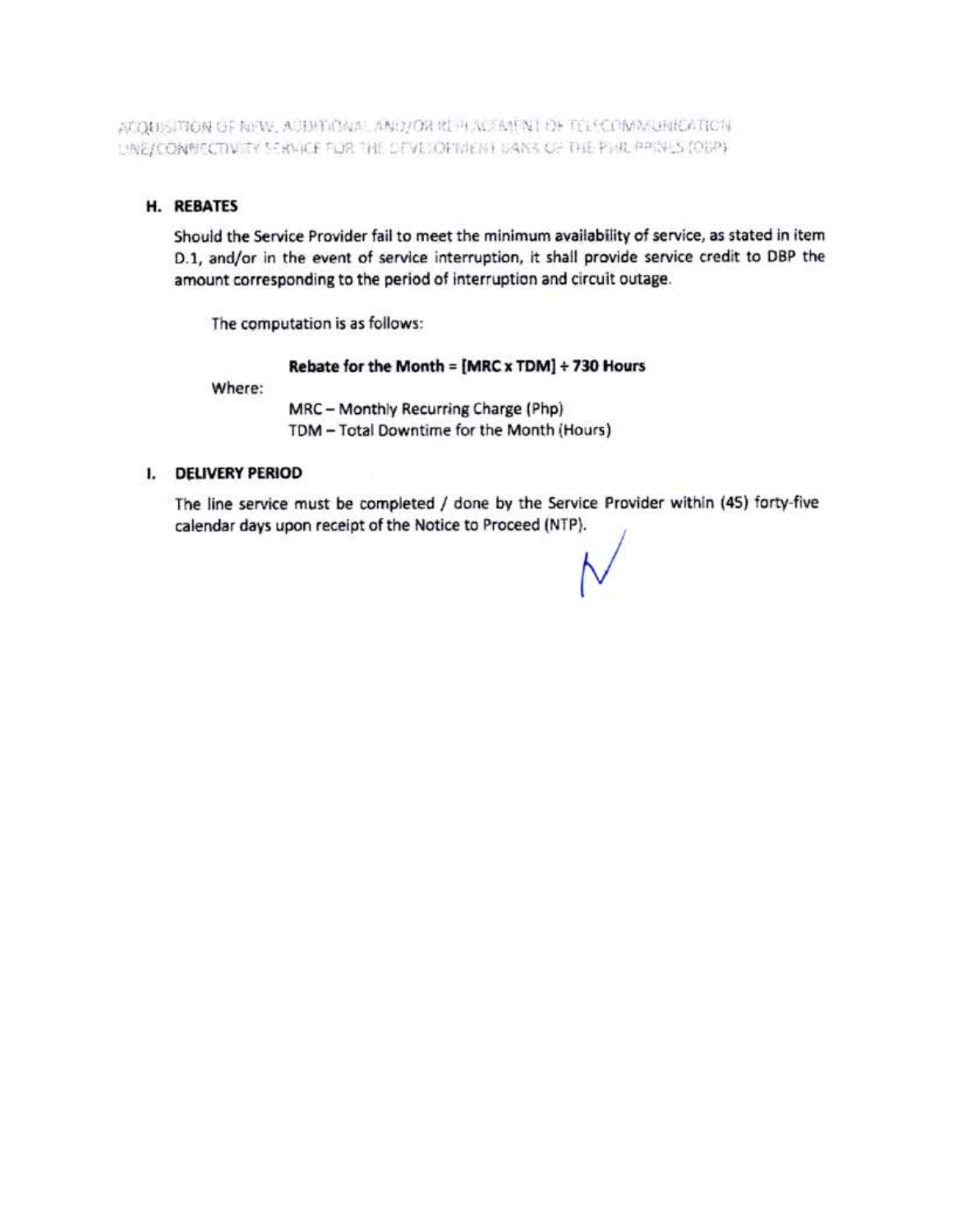## H. REBATES

Should the Service Provider fail to meet the minimum availability of service, as stated in item D.1, and/or in the event of service interruption, it shall provide service credit to DBP the amount corresponding to the period of interruption and circuit outage.

The computation is as follows:

**Rebate for the Month = [MRC x TDM] ÷ 730 Hours**

Where:

MRC – Monthly Recurring Charge (Php)
TDM – Total Downtime for the Month (Hours)

## I. DELIVERY PERIOD

The line service must be completed / done by the Service Provider within (45) forty-five calendar days upon receipt of the Notice to Proceed (NTP).